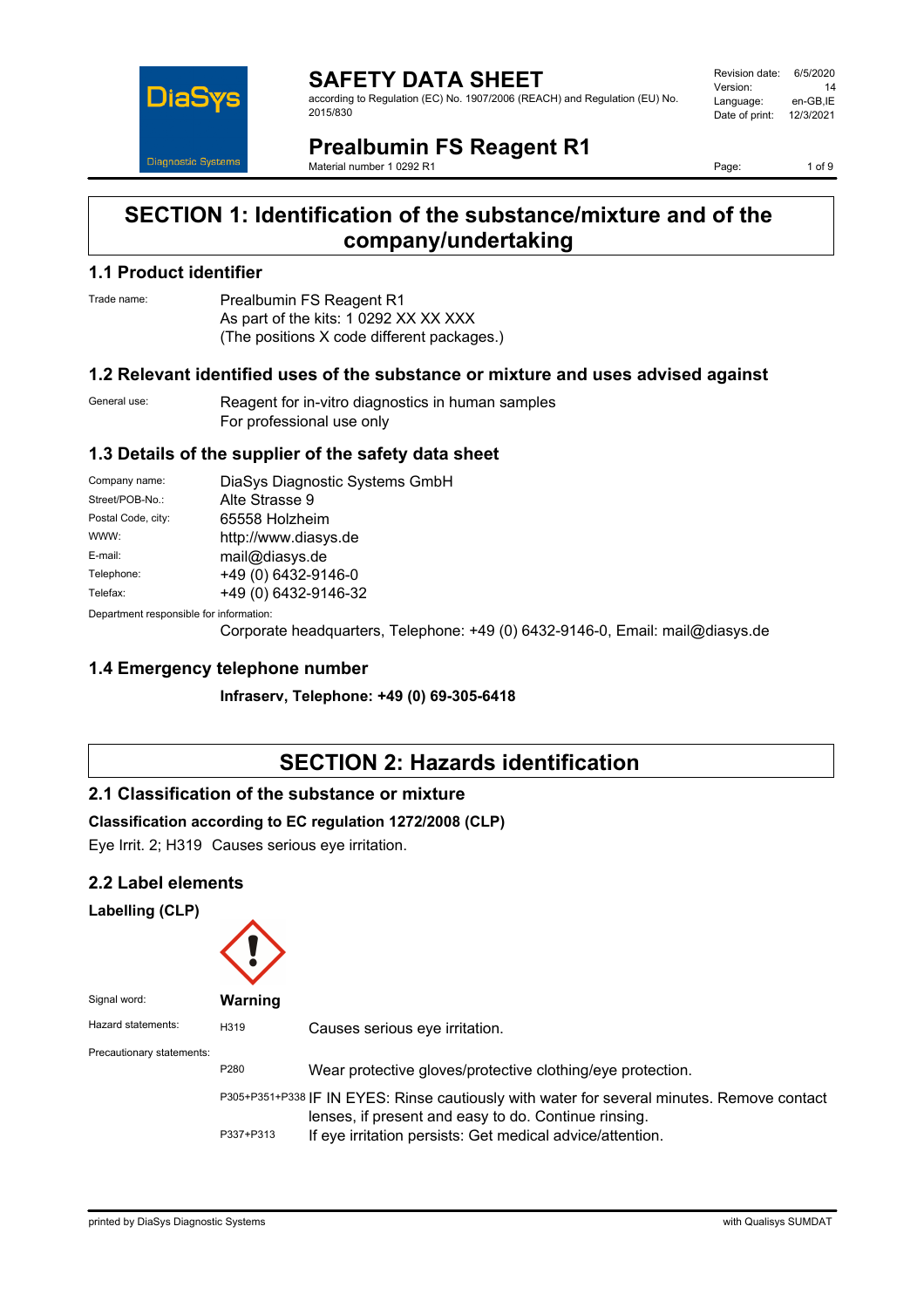# SAFETY DATA SHEET

according to Regulation (EC) No. 1907/2006 (REACH) and Regulation (EU) No. 2015/830

Revision date: 6/5/2020
Version: 14
Language: en-GB,IE
Date of print: 12/3/2021

# Prealbumin FS Reagent R1

Material number 1 0292 R1

## SECTION 1: Identification of the substance/mixture and of the company/undertaking

### 1.1 Product identifier

Trade name: Prealbumin FS Reagent R1
As part of the kits: 1 0292 XX XX XXX
(The positions X code different packages.)

### 1.2 Relevant identified uses of the substance or mixture and uses advised against

General use: Reagent for in-vitro diagnostics in human samples
For professional use only

### 1.3 Details of the supplier of the safety data sheet

| | |
|---|---|
| Company name: | DiaSys Diagnostic Systems GmbH |
| Street/POB-No.: | Alte Strasse 9 |
| Postal Code, city: | 65558 Holzheim |
| WWW: | http://www.diasys.de |
| E-mail: | mail@diasys.de |
| Telephone: | +49 (0) 6432-9146-0 |
| Telefax: | +49 (0) 6432-9146-32 |

Department responsible for information:
Corporate headquarters, Telephone: +49 (0) 6432-9146-0, Email: mail@diasys.de

### 1.4 Emergency telephone number

**Infraserv, Telephone: +49 (0) 69-305-6418**

## SECTION 2: Hazards identification

### 2.1 Classification of the substance or mixture

**Classification according to EC regulation 1272/2008 (CLP)**

Eye Irrit. 2; H319 Causes serious eye irritation.

### 2.2 Label elements

**Labelling (CLP)**

Signal word: **Warning**

Hazard statements:

| | |
|---|---|
| H319 | Causes serious eye irritation. |

Precautionary statements:

| | |
|---|---|
| P280 | Wear protective gloves/protective clothing/eye protection. |
| P305+P351+P338 | IF IN EYES: Rinse cautiously with water for several minutes. Remove contact lenses, if present and easy to do. Continue rinsing. |
| P337+P313 | If eye irritation persists: Get medical advice/attention. |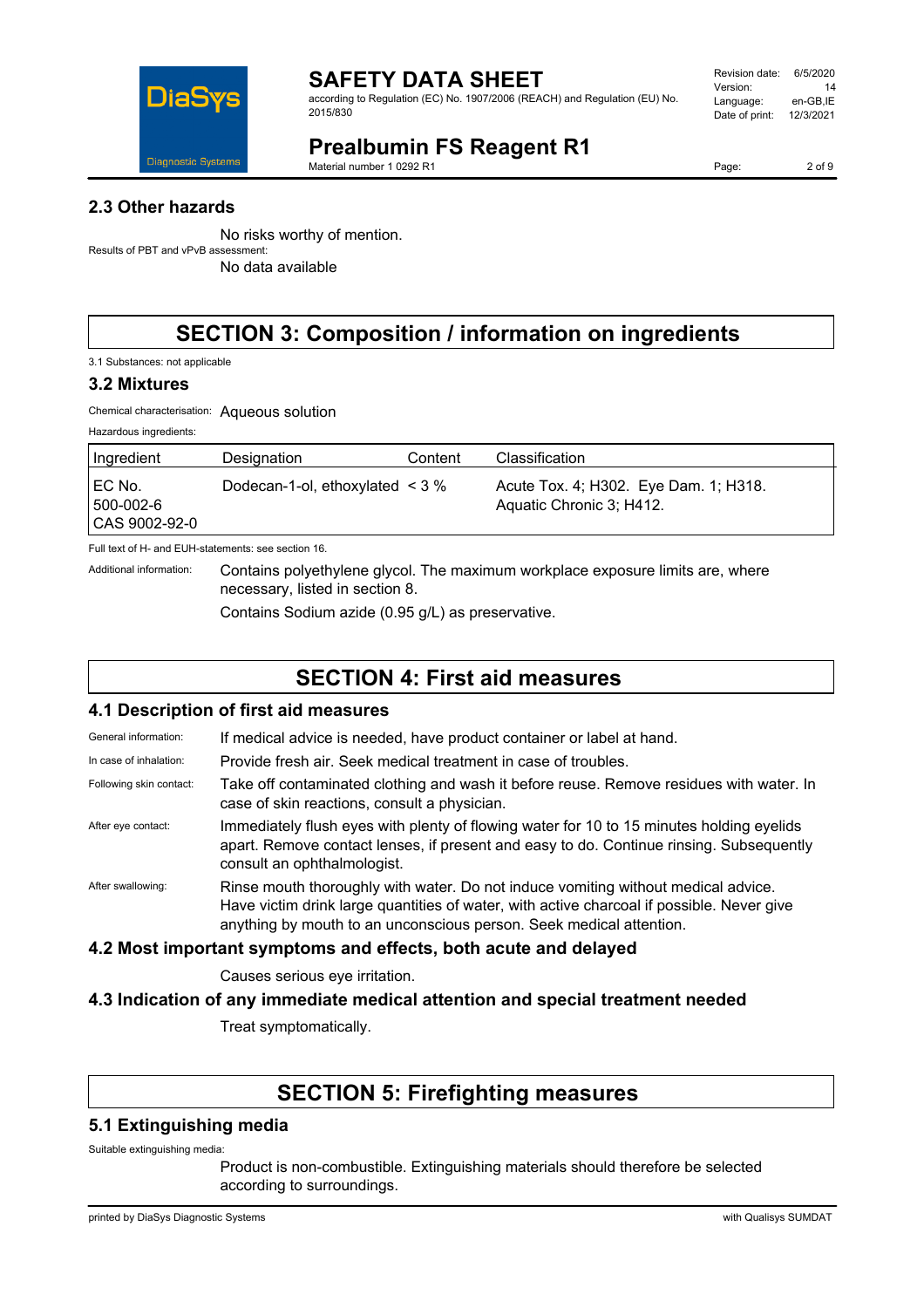## 2.3 Other hazards

No risks worthy of mention.

Results of PBT and vPvB assessment:

No data available

# SECTION 3: Composition / information on ingredients

3.1 Substances: not applicable

## 3.2 Mixtures

Chemical characterisation: Aqueous solution

Hazardous ingredients:

| Ingredient | Designation | Content | Classification |
|---|---|---|---|
| EC No. 500-002-6 CAS 9002-92-0 | Dodecan-1-ol, ethoxylated | < 3 % | Acute Tox. 4; H302. Eye Dam. 1; H318. Aquatic Chronic 3; H412. |

Full text of H- and EUH-statements: see section 16.

Additional information: Contains polyethylene glycol. The maximum workplace exposure limits are, where necessary, listed in section 8.

Contains Sodium azide (0.95 g/L) as preservative.

# SECTION 4: First aid measures

## 4.1 Description of first aid measures

General information: If medical advice is needed, have product container or label at hand.

In case of inhalation: Provide fresh air. Seek medical treatment in case of troubles.

Following skin contact: Take off contaminated clothing and wash it before reuse. Remove residues with water. In case of skin reactions, consult a physician.

After eye contact: Immediately flush eyes with plenty of flowing water for 10 to 15 minutes holding eyelids apart. Remove contact lenses, if present and easy to do. Continue rinsing. Subsequently consult an ophthalmologist.

After swallowing: Rinse mouth thoroughly with water. Do not induce vomiting without medical advice. Have victim drink large quantities of water, with active charcoal if possible. Never give anything by mouth to an unconscious person. Seek medical attention.

## 4.2 Most important symptoms and effects, both acute and delayed

Causes serious eye irritation.

## 4.3 Indication of any immediate medical attention and special treatment needed

Treat symptomatically.

# SECTION 5: Firefighting measures

## 5.1 Extinguishing media

Suitable extinguishing media:

Product is non-combustible. Extinguishing materials should therefore be selected according to surroundings.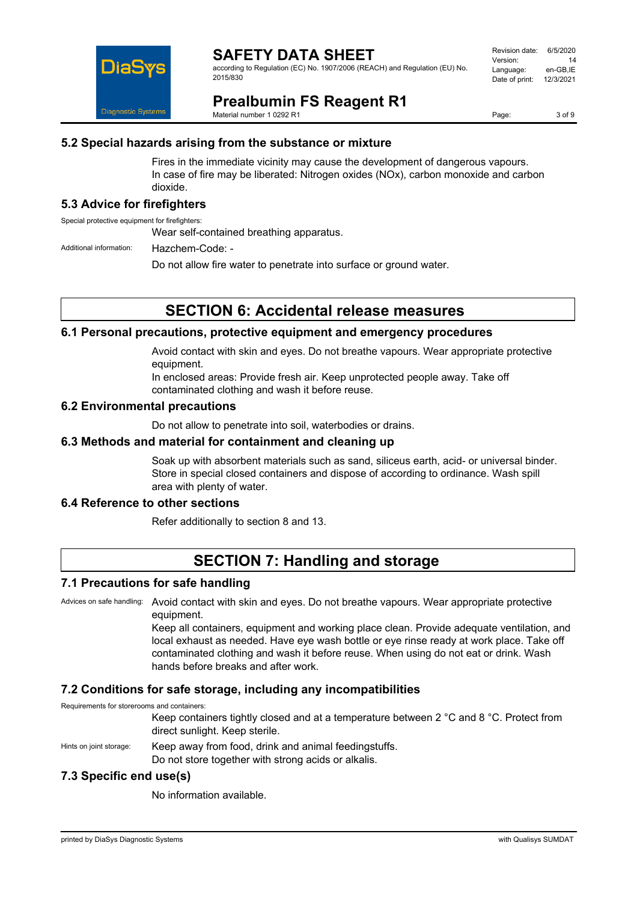## 5.2 Special hazards arising from the substance or mixture

Fires in the immediate vicinity may cause the development of dangerous vapours. In case of fire may be liberated: Nitrogen oxides (NOx), carbon monoxide and carbon dioxide.

## 5.3 Advice for firefighters

Special protective equipment for firefighters:

Wear self-contained breathing apparatus.

Additional information: Hazchem-Code: -

Do not allow fire water to penetrate into surface or ground water.

# SECTION 6: Accidental release measures

## 6.1 Personal precautions, protective equipment and emergency procedures

Avoid contact with skin and eyes. Do not breathe vapours. Wear appropriate protective equipment.
In enclosed areas: Provide fresh air. Keep unprotected people away. Take off contaminated clothing and wash it before reuse.

## 6.2 Environmental precautions

Do not allow to penetrate into soil, waterbodies or drains.

## 6.3 Methods and material for containment and cleaning up

Soak up with absorbent materials such as sand, siliceus earth, acid- or universal binder. Store in special closed containers and dispose of according to ordinance. Wash spill area with plenty of water.

## 6.4 Reference to other sections

Refer additionally to section 8 and 13.

# SECTION 7: Handling and storage

## 7.1 Precautions for safe handling

Advices on safe handling: Avoid contact with skin and eyes. Do not breathe vapours. Wear appropriate protective equipment.
Keep all containers, equipment and working place clean. Provide adequate ventilation, and local exhaust as needed. Have eye wash bottle or eye rinse ready at work place. Take off contaminated clothing and wash it before reuse. When using do not eat or drink. Wash hands before breaks and after work.

## 7.2 Conditions for safe storage, including any incompatibilities

Requirements for storerooms and containers:

Keep containers tightly closed and at a temperature between 2 °C and 8 °C. Protect from direct sunlight. Keep sterile.

Hints on joint storage: Keep away from food, drink and animal feedingstuffs.
Do not store together with strong acids or alkalis.

## 7.3 Specific end use(s)

No information available.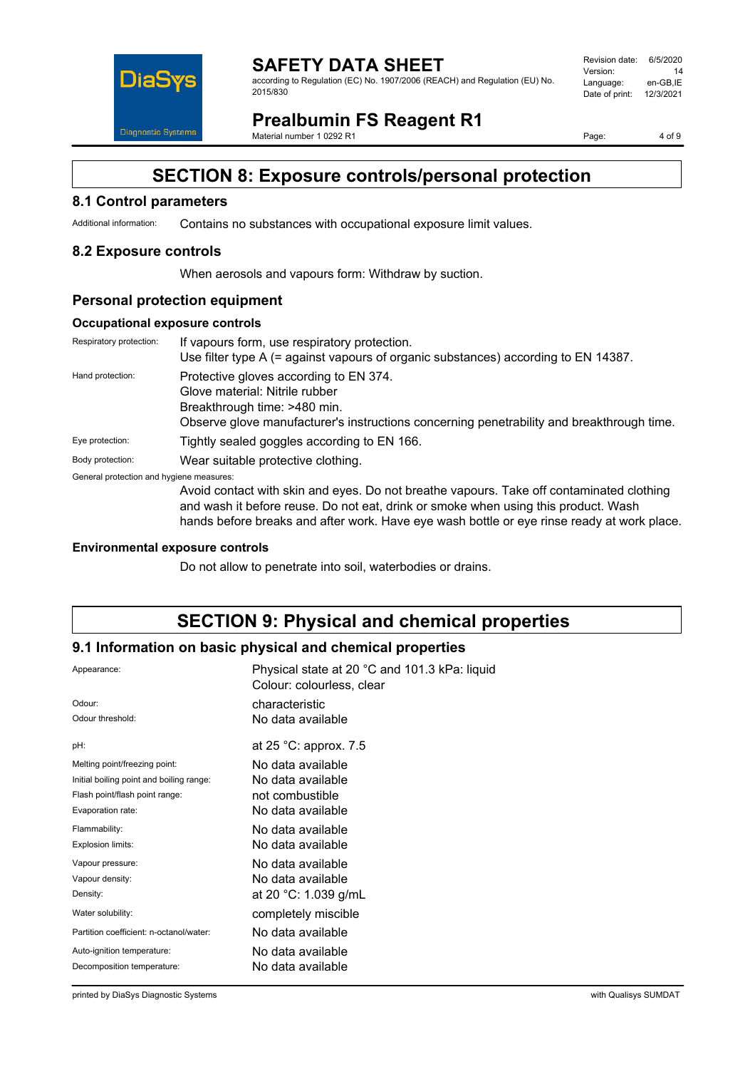# SECTION 8: Exposure controls/personal protection

## 8.1 Control parameters

Additional information: Contains no substances with occupational exposure limit values.

## 8.2 Exposure controls

When aerosols and vapours form: Withdraw by suction.

## Personal protection equipment

### Occupational exposure controls

Respiratory protection: If vapours form, use respiratory protection.
Use filter type A (= against vapours of organic substances) according to EN 14387.

Hand protection: Protective gloves according to EN 374.
Glove material: Nitrile rubber
Breakthrough time: >480 min.
Observe glove manufacturer's instructions concerning penetrability and breakthrough time.

Eye protection: Tightly sealed goggles according to EN 166.

Body protection: Wear suitable protective clothing.

General protection and hygiene measures:

Avoid contact with skin and eyes. Do not breathe vapours. Take off contaminated clothing and wash it before reuse. Do not eat, drink or smoke when using this product. Wash hands before breaks and after work. Have eye wash bottle or eye rinse ready at work place.

### Environmental exposure controls

Do not allow to penetrate into soil, waterbodies or drains.

# SECTION 9: Physical and chemical properties

## 9.1 Information on basic physical and chemical properties

| Property | Value |
|---|---|
| Appearance: | Physical state at 20 °C and 101.3 kPa: liquid<br>Colour: colourless, clear |
| Odour: | characteristic |
| Odour threshold: | No data available |
| pH: | at 25 °C: approx. 7.5 |
| Melting point/freezing point: | No data available |
| Initial boiling point and boiling range: | No data available |
| Flash point/flash point range: | not combustible |
| Evaporation rate: | No data available |
| Flammability: | No data available |
| Explosion limits: | No data available |
| Vapour pressure: | No data available |
| Vapour density: | No data available |
| Density: | at 20 °C: 1.039 g/mL |
| Water solubility: | completely miscible |
| Partition coefficient: n-octanol/water: | No data available |
| Auto-ignition temperature: | No data available |
| Decomposition temperature: | No data available |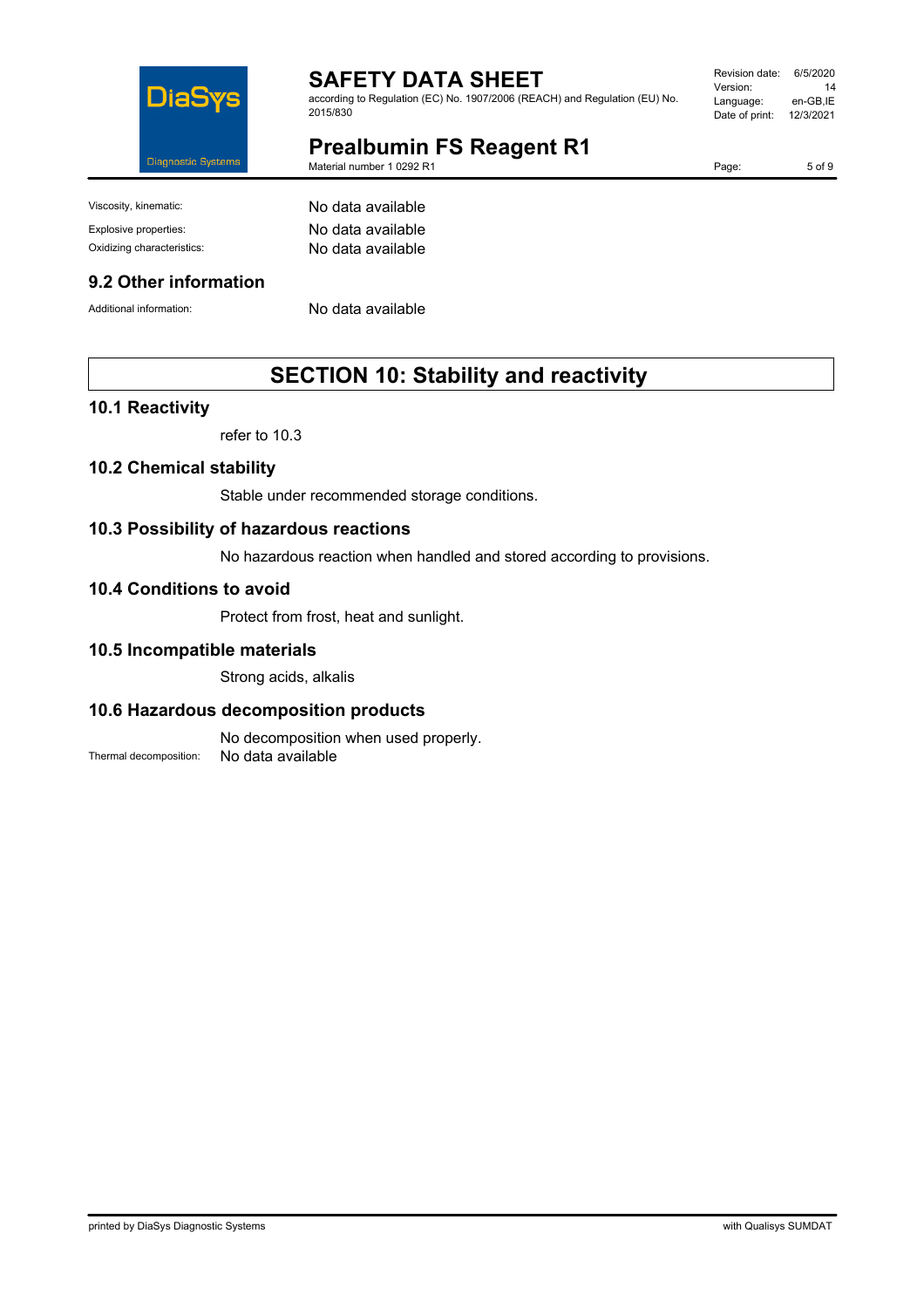| | |
|---|---|
| Viscosity, kinematic: | No data available |
| Explosive properties: | No data available |
| Oxidizing characteristics: | No data available |

### 9.2 Other information

| | |
|---|---|
| Additional information: | No data available |

## SECTION 10: Stability and reactivity

### 10.1 Reactivity

refer to 10.3

### 10.2 Chemical stability

Stable under recommended storage conditions.

### 10.3 Possibility of hazardous reactions

No hazardous reaction when handled and stored according to provisions.

### 10.4 Conditions to avoid

Protect from frost, heat and sunlight.

### 10.5 Incompatible materials

Strong acids, alkalis

### 10.6 Hazardous decomposition products

No decomposition when used properly.

Thermal decomposition: No data available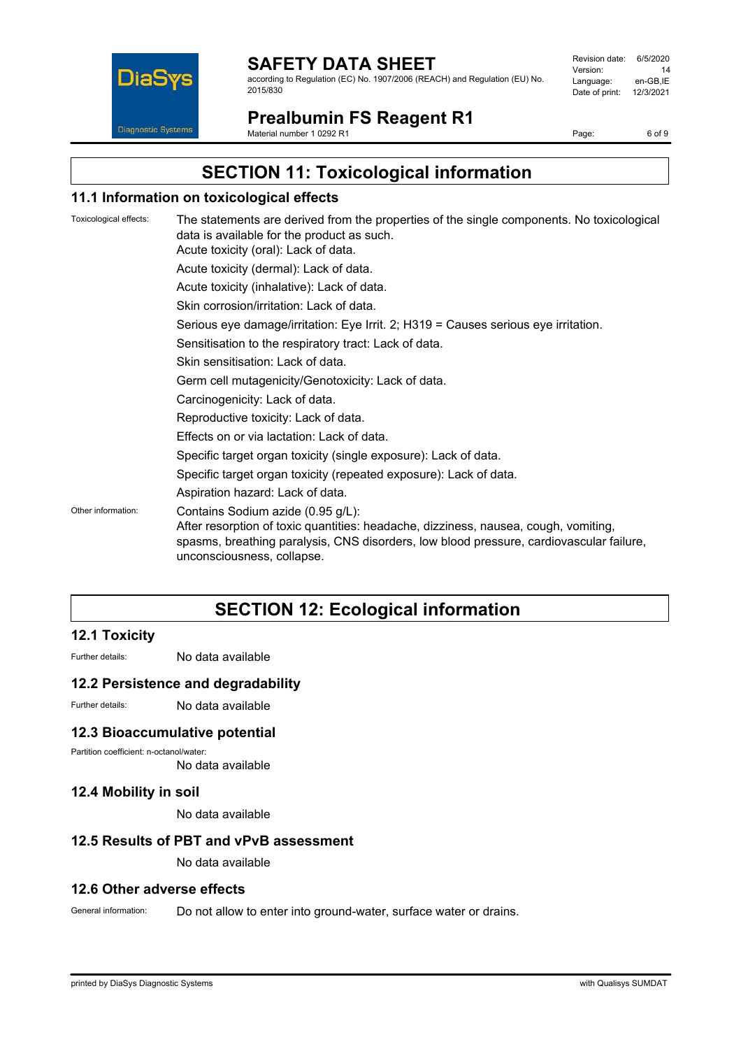# SECTION 11: Toxicological information

## 11.1 Information on toxicological effects

Toxicological effects: The statements are derived from the properties of the single components. No toxicological data is available for the product as such.

Acute toxicity (oral): Lack of data.

Acute toxicity (dermal): Lack of data.

Acute toxicity (inhalative): Lack of data.

Skin corrosion/irritation: Lack of data.

Serious eye damage/irritation: Eye Irrit. 2; H319 = Causes serious eye irritation.

Sensitisation to the respiratory tract: Lack of data.

Skin sensitisation: Lack of data.

Germ cell mutagenicity/Genotoxicity: Lack of data.

Carcinogenicity: Lack of data.

Reproductive toxicity: Lack of data.

Effects on or via lactation: Lack of data.

Specific target organ toxicity (single exposure): Lack of data.

Specific target organ toxicity (repeated exposure): Lack of data.

Aspiration hazard: Lack of data.

Other information: Contains Sodium azide (0.95 g/L):
After resorption of toxic quantities: headache, dizziness, nausea, cough, vomiting, spasms, breathing paralysis, CNS disorders, low blood pressure, cardiovascular failure, unconsciousness, collapse.

# SECTION 12: Ecological information

## 12.1 Toxicity

Further details: No data available

## 12.2 Persistence and degradability

Further details: No data available

## 12.3 Bioaccumulative potential

Partition coefficient: n-octanol/water:
No data available

## 12.4 Mobility in soil

No data available

## 12.5 Results of PBT and vPvB assessment

No data available

## 12.6 Other adverse effects

General information: Do not allow to enter into ground-water, surface water or drains.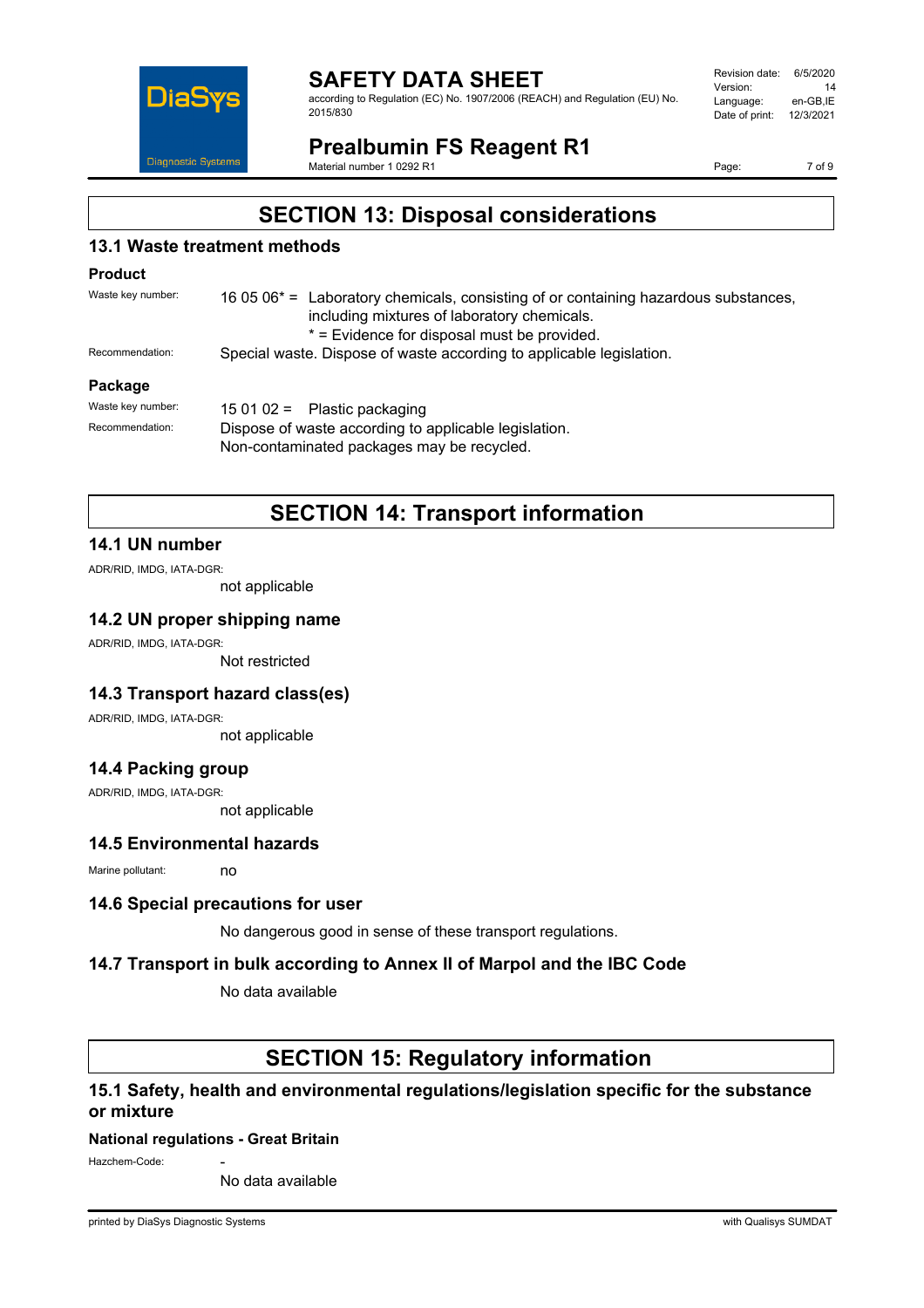# SECTION 13: Disposal considerations

## 13.1 Waste treatment methods

### Product

Waste key number: 16 05 06* = Laboratory chemicals, consisting of or containing hazardous substances, including mixtures of laboratory chemicals.
* = Evidence for disposal must be provided.

Recommendation: Special waste. Dispose of waste according to applicable legislation.

### Package

Waste key number: 15 01 02 = Plastic packaging

Recommendation: Dispose of waste according to applicable legislation.
Non-contaminated packages may be recycled.

# SECTION 14: Transport information

## 14.1 UN number

ADR/RID, IMDG, IATA-DGR:
not applicable

## 14.2 UN proper shipping name

ADR/RID, IMDG, IATA-DGR:
Not restricted

## 14.3 Transport hazard class(es)

ADR/RID, IMDG, IATA-DGR:
not applicable

## 14.4 Packing group

ADR/RID, IMDG, IATA-DGR:
not applicable

## 14.5 Environmental hazards

Marine pollutant: no

## 14.6 Special precautions for user

No dangerous good in sense of these transport regulations.

## 14.7 Transport in bulk according to Annex II of Marpol and the IBC Code

No data available

# SECTION 15: Regulatory information

## 15.1 Safety, health and environmental regulations/legislation specific for the substance or mixture

### National regulations - Great Britain

Hazchem-Code: -
No data available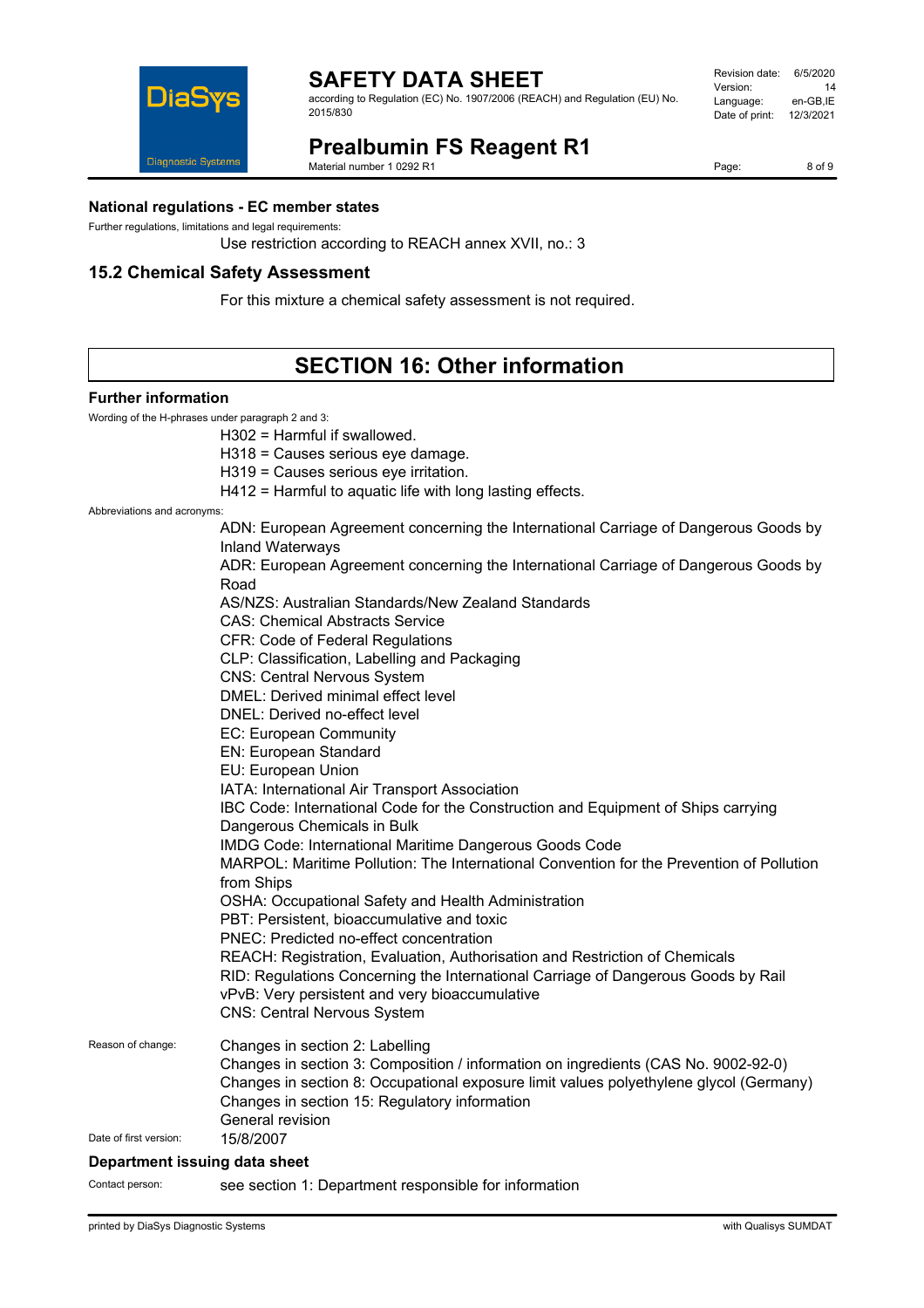### National regulations - EC member states

Further regulations, limitations and legal requirements:

Use restriction according to REACH annex XVII, no.: 3

## 15.2 Chemical Safety Assessment

For this mixture a chemical safety assessment is not required.

# SECTION 16: Other information

### Further information

Wording of the H-phrases under paragraph 2 and 3:

H302 = Harmful if swallowed.
H318 = Causes serious eye damage.
H319 = Causes serious eye irritation.
H412 = Harmful to aquatic life with long lasting effects.

Abbreviations and acronyms:

ADN: European Agreement concerning the International Carriage of Dangerous Goods by Inland Waterways
ADR: European Agreement concerning the International Carriage of Dangerous Goods by Road
AS/NZS: Australian Standards/New Zealand Standards
CAS: Chemical Abstracts Service
CFR: Code of Federal Regulations
CLP: Classification, Labelling and Packaging
CNS: Central Nervous System
DMEL: Derived minimal effect level
DNEL: Derived no-effect level
EC: European Community
EN: European Standard
EU: European Union
IATA: International Air Transport Association
IBC Code: International Code for the Construction and Equipment of Ships carrying Dangerous Chemicals in Bulk
IMDG Code: International Maritime Dangerous Goods Code
MARPOL: Maritime Pollution: The International Convention for the Prevention of Pollution from Ships
OSHA: Occupational Safety and Health Administration
PBT: Persistent, bioaccumulative and toxic
PNEC: Predicted no-effect concentration
REACH: Registration, Evaluation, Authorisation and Restriction of Chemicals
RID: Regulations Concerning the International Carriage of Dangerous Goods by Rail
vPvB: Very persistent and very bioaccumulative
CNS: Central Nervous System

Reason of change:

Changes in section 2: Labelling
Changes in section 3: Composition / information on ingredients (CAS No. 9002-92-0)
Changes in section 8: Occupational exposure limit values polyethylene glycol (Germany)
Changes in section 15: Regulatory information
General revision

Date of first version: 15/8/2007

### Department issuing data sheet

Contact person: see section 1: Department responsible for information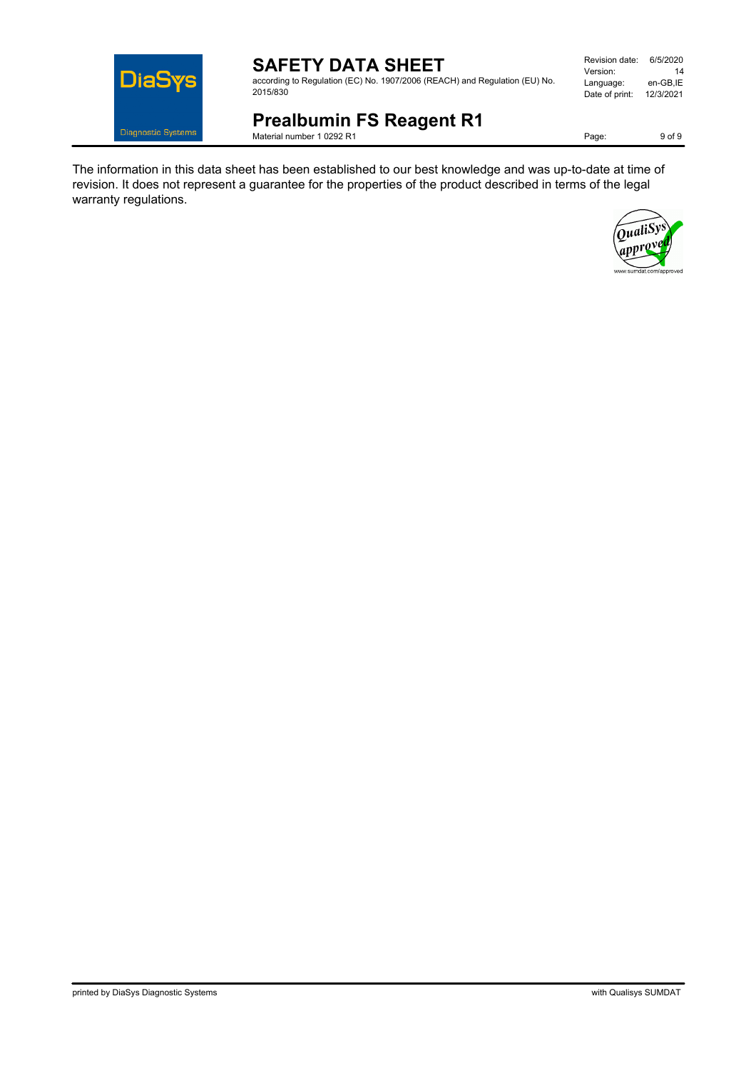The information in this data sheet has been established to our best knowledge and was up-to-date at time of revision. It does not represent a guarantee for the properties of the product described in terms of the legal warranty regulations.